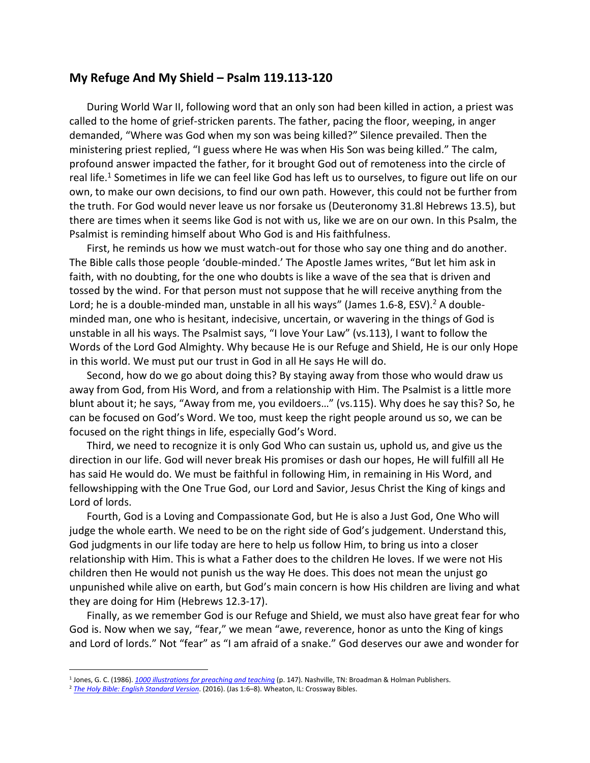## My Refuge And My Shield – Psalm 119.113-120

During World War II, following word that an only son had been killed in action, a priest was called to the home of grief-stricken parents. The father, pacing the floor, weeping, in anger demanded, "Where was God when my son was being killed?" Silence prevailed. Then the ministering priest replied, "I guess where He was when His Son was being killed." The calm, profound answer impacted the father, for it brought God out of remoteness into the circle of real life.[1] Sometimes in life we can feel like God has left us to ourselves, to figure out life on our own, to make our own decisions, to find our own path. However, this could not be further from the truth. For God would never leave us nor forsake us (Deuteronomy 31.8l Hebrews 13.5), but there are times when it seems like God is not with us, like we are on our own. In this Psalm, the Psalmist is reminding himself about Who God is and His faithfulness.

First, he reminds us how we must watch-out for those who say one thing and do another. The Bible calls those people 'double-minded.' The Apostle James writes, "But let him ask in faith, with no doubting, for the one who doubts is like a wave of the sea that is driven and tossed by the wind. For that person must not suppose that he will receive anything from the Lord; he is a double-minded man, unstable in all his ways" (James 1.6-8, ESV).[2] A double-minded man, one who is hesitant, indecisive, uncertain, or wavering in the things of God is unstable in all his ways. The Psalmist says, "I love Your Law" (vs.113), I want to follow the Words of the Lord God Almighty. Why because He is our Refuge and Shield, He is our only Hope in this world. We must put our trust in God in all He says He will do.

Second, how do we go about doing this? By staying away from those who would draw us away from God, from His Word, and from a relationship with Him. The Psalmist is a little more blunt about it; he says, "Away from me, you evildoers…" (vs.115). Why does he say this? So, he can be focused on God's Word. We too, must keep the right people around us so, we can be focused on the right things in life, especially God's Word.

Third, we need to recognize it is only God Who can sustain us, uphold us, and give us the direction in our life. God will never break His promises or dash our hopes, He will fulfill all He has said He would do. We must be faithful in following Him, in remaining in His Word, and fellowshipping with the One True God, our Lord and Savior, Jesus Christ the King of kings and Lord of lords.

Fourth, God is a Loving and Compassionate God, but He is also a Just God, One Who will judge the whole earth. We need to be on the right side of God's judgement. Understand this, God judgments in our life today are here to help us follow Him, to bring us into a closer relationship with Him. This is what a Father does to the children He loves. If we were not His children then He would not punish us the way He does. This does not mean the unjust go unpunished while alive on earth, but God's main concern is how His children are living and what they are doing for Him (Hebrews 12.3-17).

Finally, as we remember God is our Refuge and Shield, we must also have great fear for who God is. Now when we say, "fear," we mean "awe, reverence, honor as unto the King of kings and Lord of lords." Not "fear" as "I am afraid of a snake." God deserves our awe and wonder for

---

[1] Jones, G. C. (1986). *1000 illustrations for preaching and teaching* (p. 147). Nashville, TN: Broadman & Holman Publishers.

[2] *The Holy Bible: English Standard Version*. (2016). (Jas 1:6–8). Wheaton, IL: Crossway Bibles.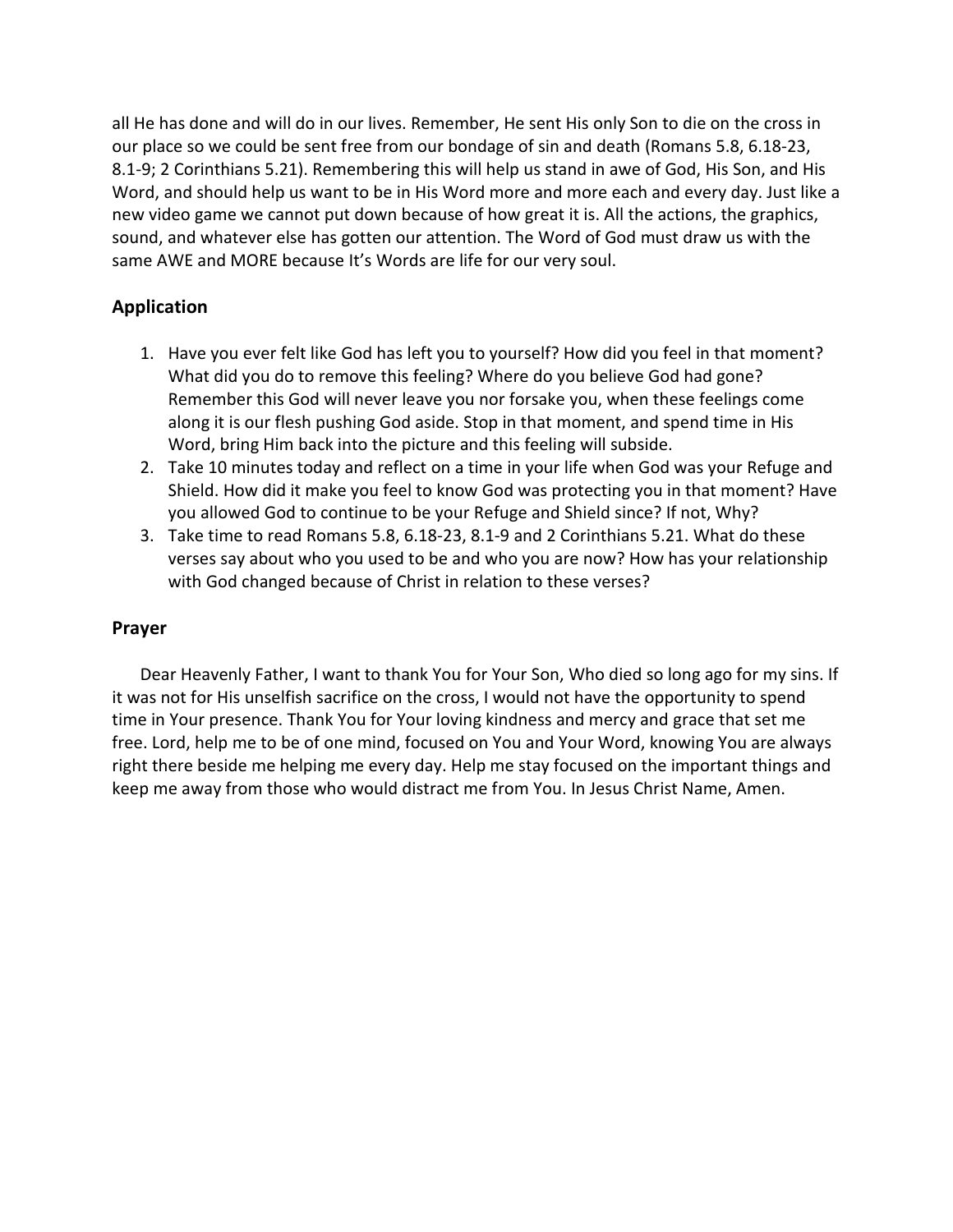all He has done and will do in our lives. Remember, He sent His only Son to die on the cross in our place so we could be sent free from our bondage of sin and death (Romans 5.8, 6.18-23, 8.1-9; 2 Corinthians 5.21). Remembering this will help us stand in awe of God, His Son, and His Word, and should help us want to be in His Word more and more each and every day. Just like a new video game we cannot put down because of how great it is. All the actions, the graphics, sound, and whatever else has gotten our attention. The Word of God must draw us with the same AWE and MORE because It's Words are life for our very soul.

## Application

1. Have you ever felt like God has left you to yourself? How did you feel in that moment? What did you do to remove this feeling? Where do you believe God had gone? Remember this God will never leave you nor forsake you, when these feelings come along it is our flesh pushing God aside. Stop in that moment, and spend time in His Word, bring Him back into the picture and this feeling will subside.
2. Take 10 minutes today and reflect on a time in your life when God was your Refuge and Shield. How did it make you feel to know God was protecting you in that moment? Have you allowed God to continue to be your Refuge and Shield since? If not, Why?
3. Take time to read Romans 5.8, 6.18-23, 8.1-9 and 2 Corinthians 5.21. What do these verses say about who you used to be and who you are now? How has your relationship with God changed because of Christ in relation to these verses?

## Prayer

Dear Heavenly Father, I want to thank You for Your Son, Who died so long ago for my sins. If it was not for His unselfish sacrifice on the cross, I would not have the opportunity to spend time in Your presence. Thank You for Your loving kindness and mercy and grace that set me free. Lord, help me to be of one mind, focused on You and Your Word, knowing You are always right there beside me helping me every day. Help me stay focused on the important things and keep me away from those who would distract me from You. In Jesus Christ Name, Amen.